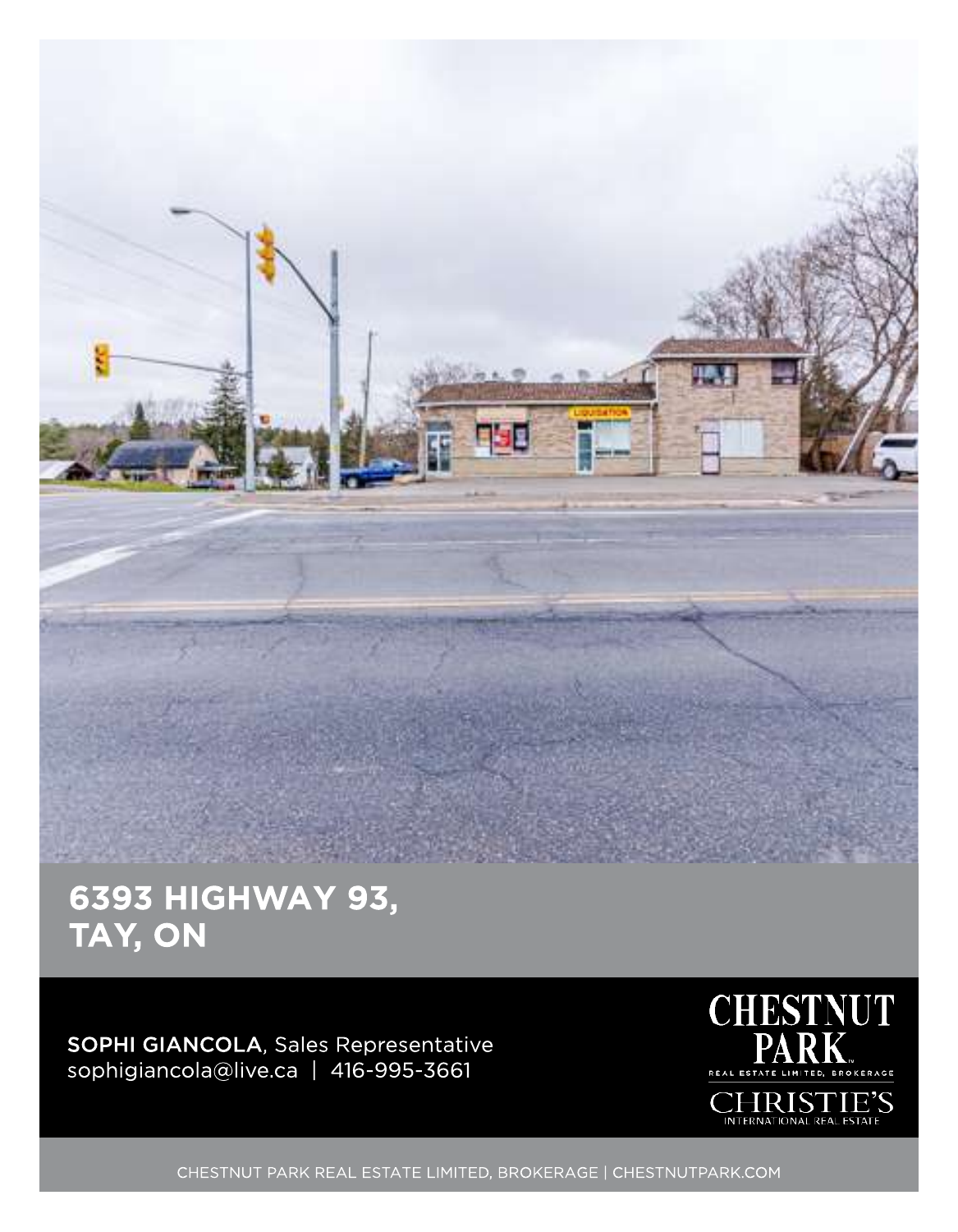# 6393 HIGHWAY 93, TAY, ON

**SOPHI GIANCOLA**, Sales Representative
sophigiancola@live.ca | 416-995-3661

CHESTNUT PARK
REAL ESTATE LIMITED, BROKERAGE
CHRISTIE'S
INTERNATIONAL REAL ESTATE

CHESTNUT PARK REAL ESTATE LIMITED, BROKERAGE | CHESTNUTPARK.COM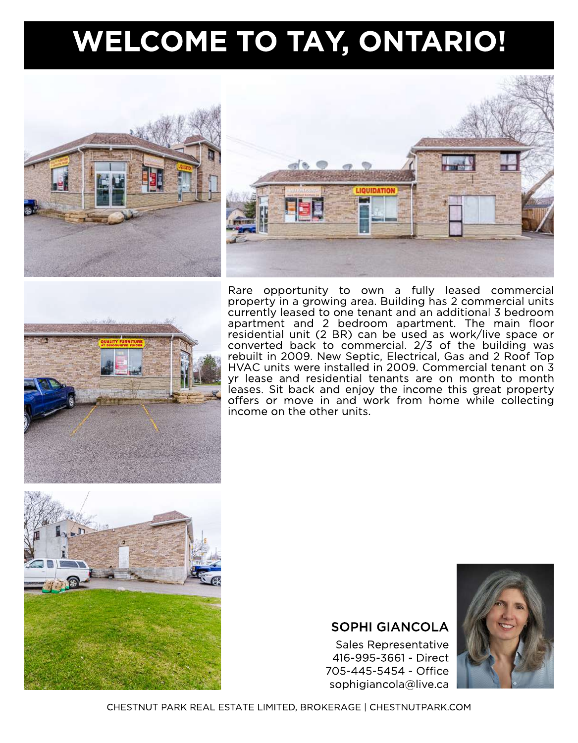# WELCOME TO TAY, ONTARIO!

Rare opportunity to own a fully leased commercial property in a growing area. Building has 2 commercial units currently leased to one tenant and an additional 3 bedroom apartment and 2 bedroom apartment. The main floor residential unit (2 BR) can be used as work/live space or converted back to commercial. 2/3 of the building was rebuilt in 2009. New Septic, Electrical, Gas and 2 Roof Top HVAC units were installed in 2009. Commercial tenant on 3 yr lease and residential tenants are on month to month leases. Sit back and enjoy the income this great property offers or move in and work from home while collecting income on the other units.

**SOPHI GIANCOLA**

Sales Representative
416-995-3661 - Direct
705-445-5454 - Office
sophigiancola@live.ca

CHESTNUT PARK REAL ESTATE LIMITED, BROKERAGE | CHESTNUTPARK.COM